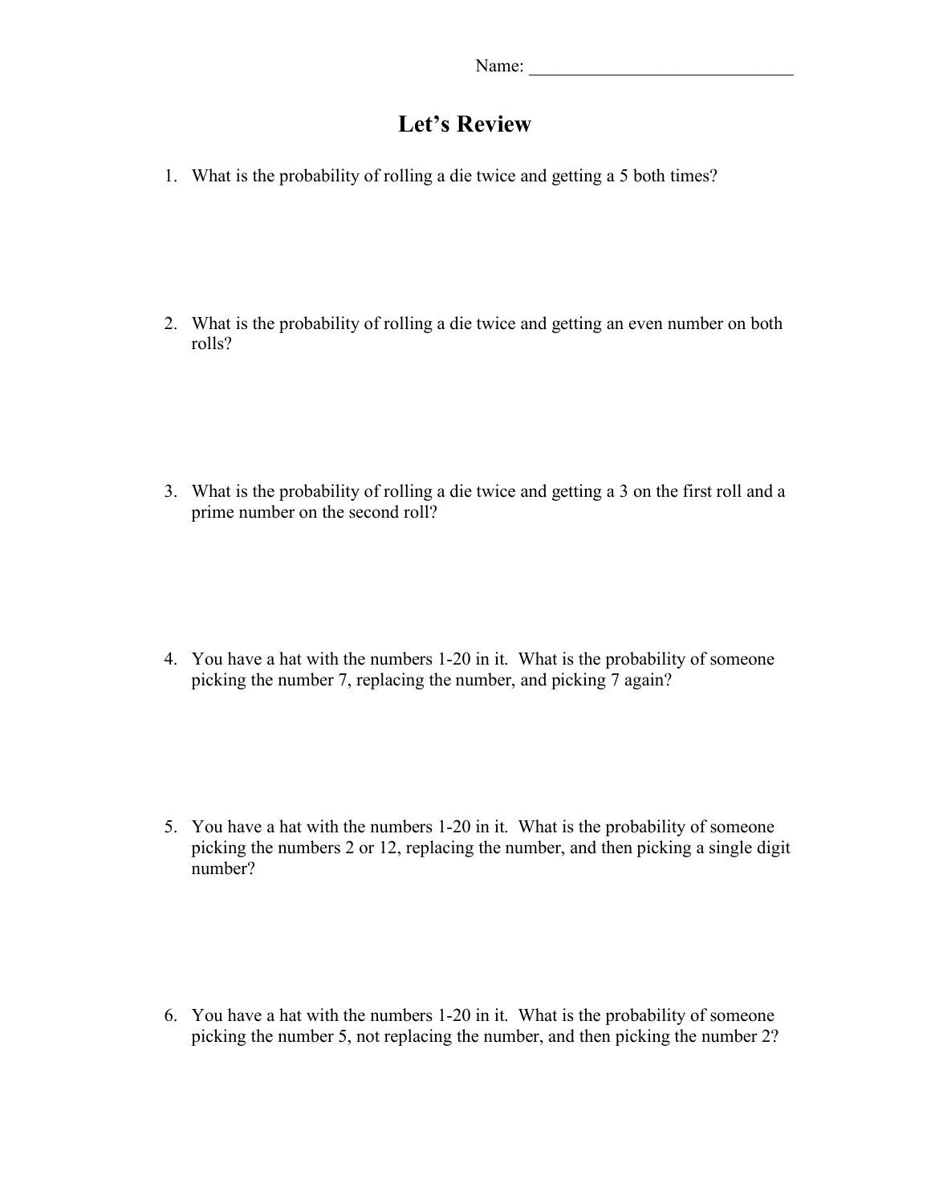Name: ______________________________

# Let's Review

1. What is the probability of rolling a die twice and getting a 5 both times?

2. What is the probability of rolling a die twice and getting an even number on both rolls?

3. What is the probability of rolling a die twice and getting a 3 on the first roll and a prime number on the second roll?

4. You have a hat with the numbers 1-20 in it. What is the probability of someone picking the number 7, replacing the number, and picking 7 again?

5. You have a hat with the numbers 1-20 in it. What is the probability of someone picking the numbers 2 or 12, replacing the number, and then picking a single digit number?

6. You have a hat with the numbers 1-20 in it. What is the probability of someone picking the number 5, not replacing the number, and then picking the number 2?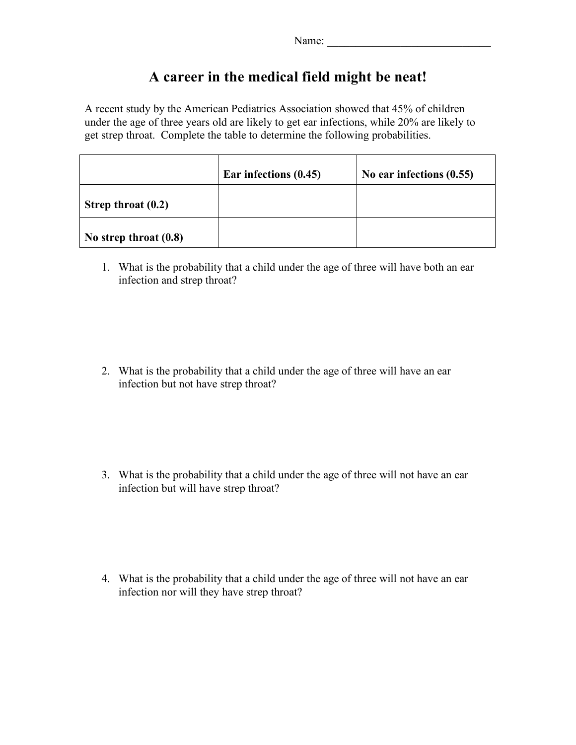Name: ______________________________

# A career in the medical field might be neat!

A recent study by the American Pediatrics Association showed that 45% of children under the age of three years old are likely to get ear infections, while 20% are likely to get strep throat. Complete the table to determine the following probabilities.

| | **Ear infections (0.45)** | **No ear infections (0.55)** |
|---|---|---|
| **Strep throat (0.2)** | | |
| **No strep throat (0.8)** | | |

1. What is the probability that a child under the age of three will have both an ear infection and strep throat?

2. What is the probability that a child under the age of three will have an ear infection but not have strep throat?

3. What is the probability that a child under the age of three will not have an ear infection but will have strep throat?

4. What is the probability that a child under the age of three will not have an ear infection nor will they have strep throat?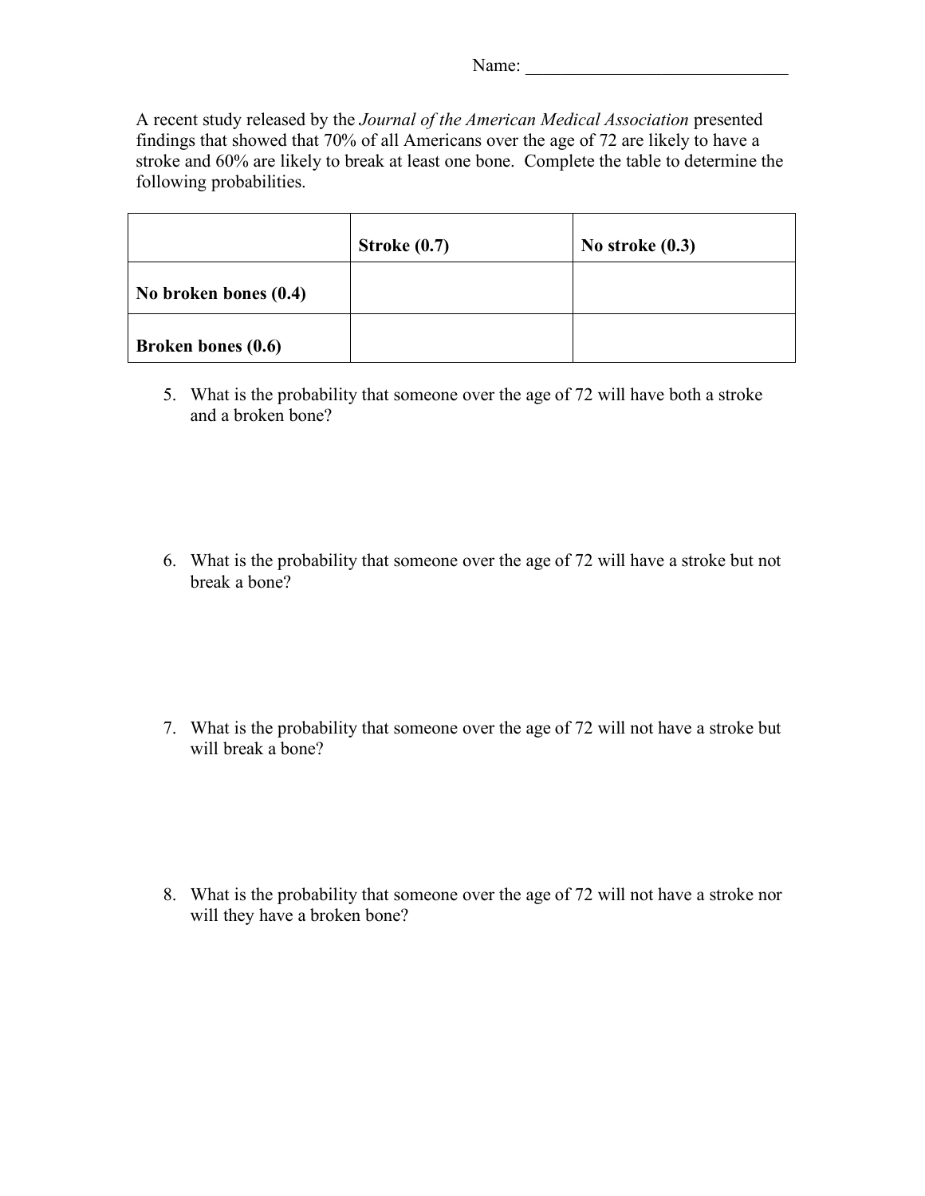Name: ______________________________

A recent study released by the *Journal of the American Medical Association* presented findings that showed that 70% of all Americans over the age of 72 are likely to have a stroke and 60% are likely to break at least one bone. Complete the table to determine the following probabilities.

| | **Stroke (0.7)** | **No stroke (0.3)** |
|---|---|---|
| **No broken bones (0.4)** | | |
| **Broken bones (0.6)** | | |

5. What is the probability that someone over the age of 72 will have both a stroke and a broken bone?

6. What is the probability that someone over the age of 72 will have a stroke but not break a bone?

7. What is the probability that someone over the age of 72 will not have a stroke but will break a bone?

8. What is the probability that someone over the age of 72 will not have a stroke nor will they have a broken bone?